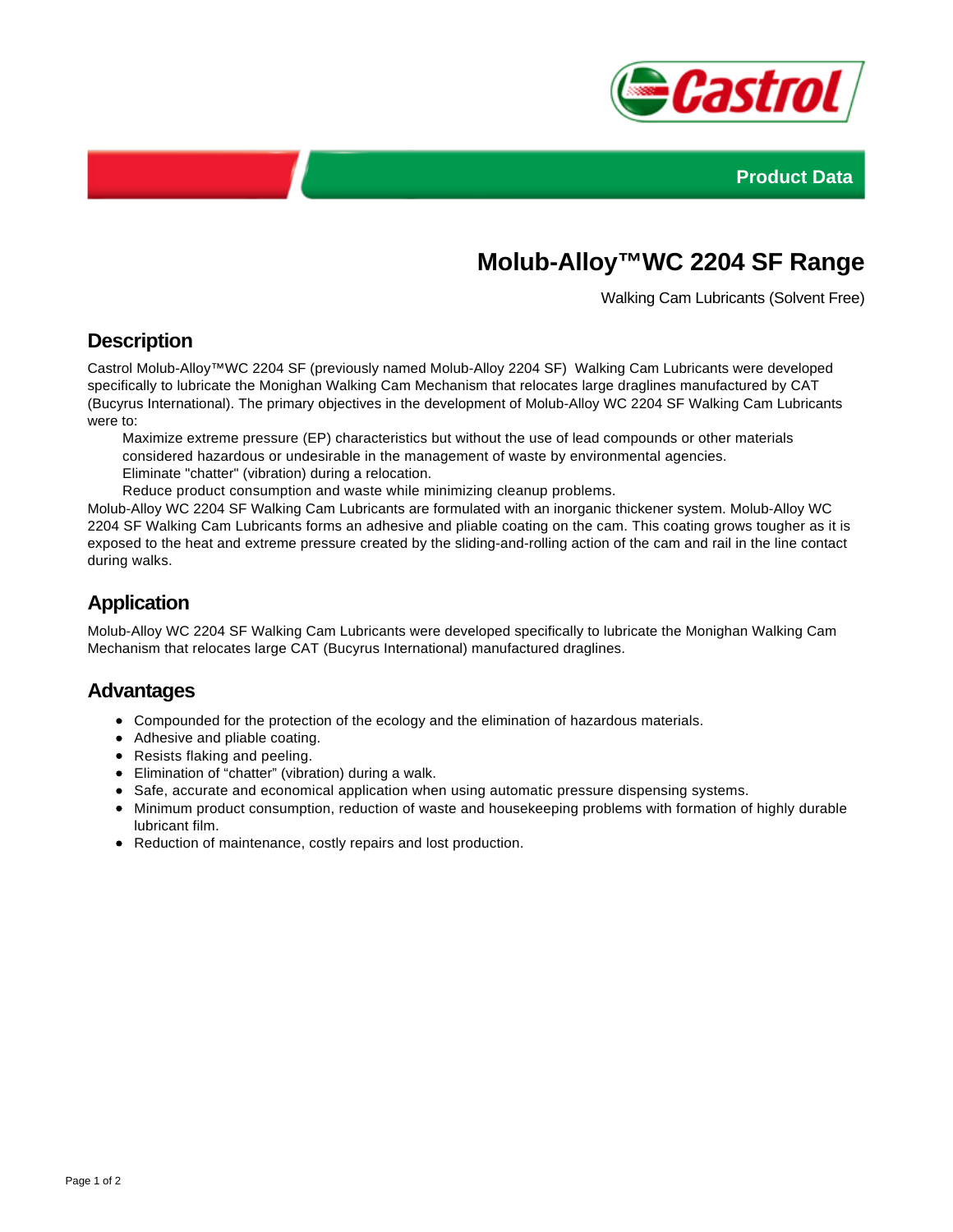Product Data

# Molub-Alloy™WC 2204 SF Range

Walking Cam Lubricants (Solvent Free)

## Description

Castrol Molub-Alloy™WC 2204 SF (previously named Molub-Alloy 2204 SF)  Walking Cam Lubricants were developed specifically to lubricate the Monighan Walking Cam Mechanism that relocates large draglines manufactured by CAT (Bucyrus International). The primary objectives in the development of Molub-Alloy WC 2204 SF Walking Cam Lubricants were to:

Maximize extreme pressure (EP) characteristics but without the use of lead compounds or other materials considered hazardous or undesirable in the management of waste by environmental agencies.
Eliminate "chatter" (vibration) during a relocation.
Reduce product consumption and waste while minimizing cleanup problems.

Molub-Alloy WC 2204 SF Walking Cam Lubricants are formulated with an inorganic thickener system. Molub-Alloy WC 2204 SF Walking Cam Lubricants forms an adhesive and pliable coating on the cam. This coating grows tougher as it is exposed to the heat and extreme pressure created by the sliding-and-rolling action of the cam and rail in the line contact during walks.

## Application

Molub-Alloy WC 2204 SF Walking Cam Lubricants were developed specifically to lubricate the Monighan Walking Cam Mechanism that relocates large CAT (Bucyrus International) manufactured draglines.

## Advantages

- Compounded for the protection of the ecology and the elimination of hazardous materials.
- Adhesive and pliable coating.
- Resists flaking and peeling.
- Elimination of “chatter” (vibration) during a walk.
- Safe, accurate and economical application when using automatic pressure dispensing systems.
- Minimum product consumption, reduction of waste and housekeeping problems with formation of highly durable lubricant film.
- Reduction of maintenance, costly repairs and lost production.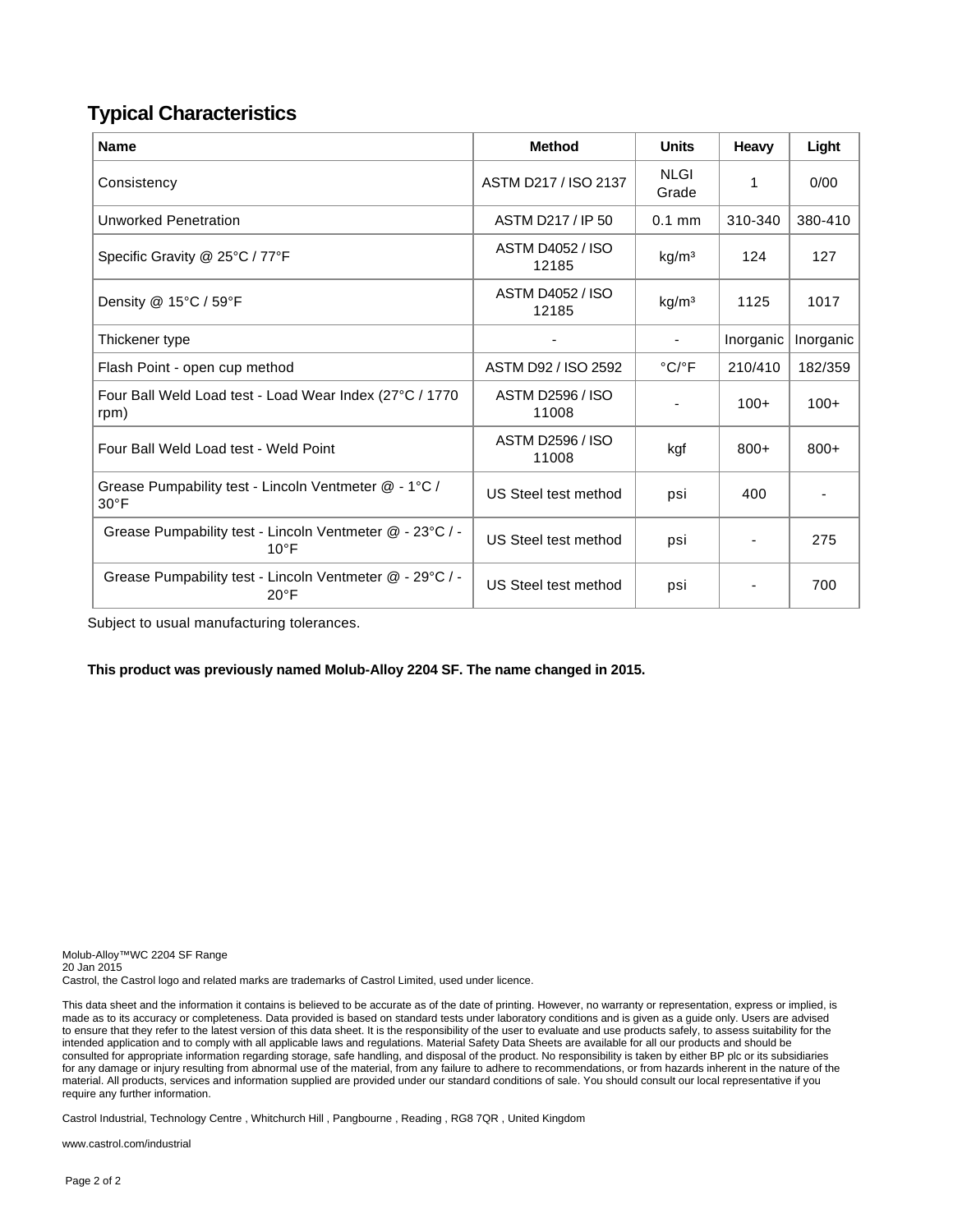## Typical Characteristics

| Name | Method | Units | Heavy | Light |
|---|---|---|---|---|
| Consistency | ASTM D217 / ISO 2137 | NLGI Grade | 1 | 0/00 |
| Unworked Penetration | ASTM D217 / IP 50 | 0.1 mm | 310-340 | 380-410 |
| Specific Gravity @ 25°C / 77°F | ASTM D4052 / ISO 12185 | kg/m³ | 124 | 127 |
| Density @ 15°C / 59°F | ASTM D4052 / ISO 12185 | kg/m³ | 1125 | 1017 |
| Thickener type | - | - | Inorganic | Inorganic |
| Flash Point - open cup method | ASTM D92 / ISO 2592 | °C/°F | 210/410 | 182/359 |
| Four Ball Weld Load test - Load Wear Index (27°C / 1770 rpm) | ASTM D2596 / ISO 11008 | - | 100+ | 100+ |
| Four Ball Weld Load test - Weld Point | ASTM D2596 / ISO 11008 | kgf | 800+ | 800+ |
| Grease Pumpability test - Lincoln Ventmeter @ - 1°C / 30°F | US Steel test method | psi | 400 | - |
| Grease Pumpability test - Lincoln Ventmeter @ - 23°C / - 10°F | US Steel test method | psi | - | 275 |
| Grease Pumpability test - Lincoln Ventmeter @ - 29°C / - 20°F | US Steel test method | psi | - | 700 |

Subject to usual manufacturing tolerances.

**This product was previously named Molub-Alloy 2204 SF. The name changed in 2015.**

Molub-Alloy™WC 2204 SF Range
20 Jan 2015
Castrol, the Castrol logo and related marks are trademarks of Castrol Limited, used under licence.

This data sheet and the information it contains is believed to be accurate as of the date of printing. However, no warranty or representation, express or implied, is made as to its accuracy or completeness. Data provided is based on standard tests under laboratory conditions and is given as a guide only. Users are advised to ensure that they refer to the latest version of this data sheet. It is the responsibility of the user to evaluate and use products safely, to assess suitability for the intended application and to comply with all applicable laws and regulations. Material Safety Data Sheets are available for all our products and should be consulted for appropriate information regarding storage, safe handling, and disposal of the product. No responsibility is taken by either BP plc or its subsidiaries for any damage or injury resulting from abnormal use of the material, from any failure to adhere to recommendations, or from hazards inherent in the nature of the material. All products, services and information supplied are provided under our standard conditions of sale. You should consult our local representative if you require any further information.

Castrol Industrial, Technology Centre , Whitchurch Hill , Pangbourne , Reading , RG8 7QR , United Kingdom

www.castrol.com/industrial